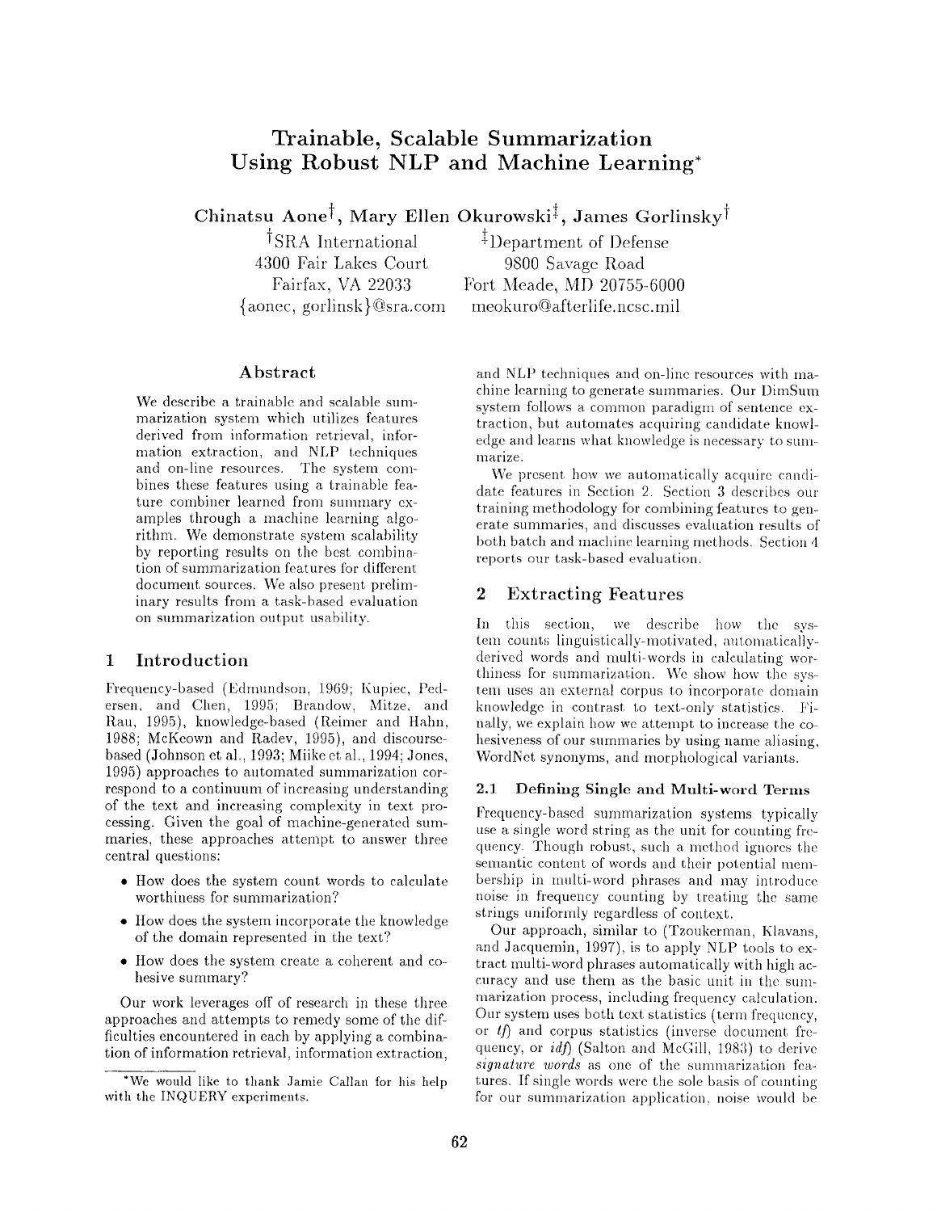# Trainable, Scalable Summarization Using Robust NLP and Machine Learning*

**Chinatsu Aone[†], Mary Ellen Okurowski[‡], James Gorlinsky[†]**

[†]SRA International
4300 Fair Lakes Court
Fairfax, VA 22033
{aonec, gorlinsk}@sra.com

[‡]Department of Defense
9800 Savage Road
Fort Meade, MD 20755-6000
meokuro@afterlife.ncsc.mil

## Abstract

We describe a trainable and scalable summarization system which utilizes features derived from information retrieval, information extraction, and NLP techniques and on-line resources. The system combines these features using a trainable feature combiner learned from summary examples through a machine learning algorithm. We demonstrate system scalability by reporting results on the best combination of summarization features for different document sources. We also present preliminary results from a task-based evaluation on summarization output usability.

## 1 Introduction

Frequency-based (Edmundson, 1969; Kupiec, Pedersen, and Chen, 1995; Brandow, Mitze, and Rau, 1995), knowledge-based (Reimer and Hahn, 1988; McKeown and Radev, 1995), and discourse-based (Johnson et al., 1993; Miike et al., 1994; Jones, 1995) approaches to automated summarization correspond to a continuum of increasing understanding of the text and increasing complexity in text processing. Given the goal of machine-generated summaries, these approaches attempt to answer three central questions:

- How does the system count words to calculate worthiness for summarization?
- How does the system incorporate the knowledge of the domain represented in the text?
- How does the system create a coherent and cohesive summary?

Our work leverages off of research in these three approaches and attempts to remedy some of the difficulties encountered in each by applying a combination of information retrieval, information extraction, and NLP techniques and on-line resources with machine learning to generate summaries. Our DimSum system follows a common paradigm of sentence extraction, but automates acquiring candidate knowledge and learns what knowledge is necessary to summarize.

We present how we automatically acquire candidate features in Section 2. Section 3 describes our training methodology for combining features to generate summaries, and discusses evaluation results of both batch and machine learning methods. Section 4 reports our task-based evaluation.

*We would like to thank Jamie Callan for his help with the INQUERY experiments.

## 2 Extracting Features

In this section, we describe how the system counts linguistically-motivated, automatically-derived words and multi-words in calculating worthiness for summarization. We show how the system uses an external corpus to incorporate domain knowledge in contrast to text-only statistics. Finally, we explain how we attempt to increase the cohesiveness of our summaries by using name aliasing, WordNet synonyms, and morphological variants.

### 2.1 Defining Single and Multi-word Terms

Frequency-based summarization systems typically use a single word string as the unit for counting frequency. Though robust, such a method ignores the semantic content of words and their potential membership in multi-word phrases and may introduce noise in frequency counting by treating the same strings uniformly regardless of context.

Our approach, similar to (Tzoukerman, Klavans, and Jacquemin, 1997), is to apply NLP tools to extract multi-word phrases automatically with high accuracy and use them as the basic unit in the summarization process, including frequency calculation. Our system uses both text statistics (term frequency, or *tf*) and corpus statistics (inverse document frequency, or *idf*) (Salton and McGill, 1983) to derive *signature words* as one of the summarization features. If single words were the sole basis of counting for our summarization application, noise would be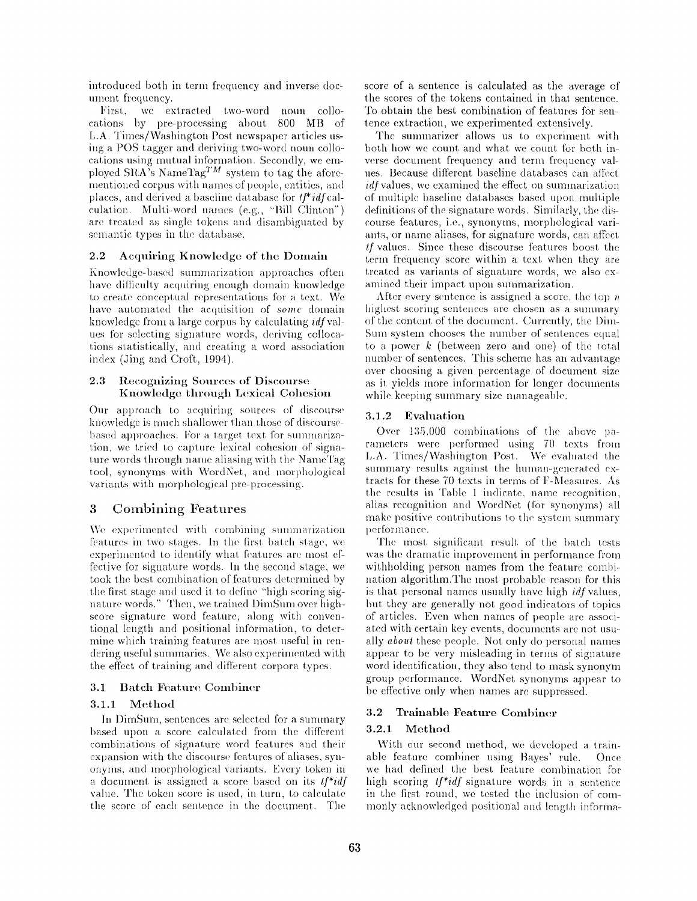introduced both in term frequency and inverse document frequency.

First, we extracted two-word noun collocations by pre-processing about 800 MB of L.A. Times/Washington Post newspaper articles using a POS tagger and deriving two-word noun collocations using mutual information. Secondly, we employed SRA's NameTag$^{TM}$ system to tag the aforementioned corpus with names of people, entities, and places, and derived a baseline database for *tf\*idf* calculation. Multi-word names (e.g., "Bill Clinton") are treated as single tokens and disambiguated by semantic types in the database.

### 2.2 Acquiring Knowledge of the Domain

Knowledge-based summarization approaches often have difficulty acquiring enough domain knowledge to create conceptual representations for a text. We have automated the acquisition of *some* domain knowledge from a large corpus by calculating *idf* values for selecting signature words, deriving collocations statistically, and creating a word association index (Jing and Croft, 1994).

### 2.3 Recognizing Sources of Discourse Knowledge through Lexical Cohesion

Our approach to acquiring sources of discourse knowledge is much shallower than those of discourse-based approaches. For a target text for summarization, we tried to capture lexical cohesion of signature words through name aliasing with the NameTag tool, synonyms with WordNet, and morphological variants with morphological pre-processing.

## 3 Combining Features

We experimented with combining summarization features in two stages. In the first batch stage, we experimented to identify what features are most effective for signature words. In the second stage, we took the best combination of features determined by the first stage and used it to define "high scoring signature words." Then, we trained DimSum over high-score signature word feature, along with conventional length and positional information, to determine which training features are most useful in rendering useful summaries. We also experimented with the effect of training and different corpora types.

### 3.1 Batch Feature Combiner

#### 3.1.1 Method

In DimSum, sentences are selected for a summary based upon a score calculated from the different combinations of signature word features and their expansion with the discourse features of aliases, synonyms, and morphological variants. Every token in a document is assigned a score based on its *tf\*idf* value. The token score is used, in turn, to calculate the score of each sentence in the document. The score of a sentence is calculated as the average of the scores of the tokens contained in that sentence. To obtain the best combination of features for sentence extraction, we experimented extensively.

The summarizer allows us to experiment with both how we count and what we count for both inverse document frequency and term frequency values. Because different baseline databases can affect *idf* values, we examined the effect on summarization of multiple baseline databases based upon multiple definitions of the signature words. Similarly, the discourse features, i.e., synonyms, morphological variants, or name aliases, for signature words, can affect *tf* values. Since these discourse features boost the term frequency score within a text when they are treated as variants of signature words, we also examined their impact upon summarization.

After every sentence is assigned a score, the top $n$ highest scoring sentences are chosen as a summary of the content of the document. Currently, the DimSum system chooses the number of sentences equal to a power $k$ (between zero and one) of the total number of sentences. This scheme has an advantage over choosing a given percentage of document size as it yields more information for longer documents while keeping summary size manageable.

#### 3.1.2 Evaluation

Over 135,000 combinations of the above parameters were performed using 70 texts from L.A. Times/Washington Post. We evaluated the summary results against the human-generated extracts for these 70 texts in terms of F-Measures. As the results in Table 1 indicate, name recognition, alias recognition and WordNet (for synonyms) all make positive contributions to the system summary performance.

The most significant result of the batch tests was the dramatic improvement in performance from withholding person names from the feature combination algorithm.The most probable reason for this is that personal names usually have high *idf* values, but they are generally not good indicators of topics of articles. Even when names of people are associated with certain key events, documents are not usually ***about*** these people. Not only do personal names appear to be very misleading in terms of signature word identification, they also tend to mask synonym group performance. WordNet synonyms appear to be effective only when names are suppressed.

### 3.2 Trainable Feature Combiner

#### 3.2.1 Method

With our second method, we developed a trainable feature combiner using Bayes' rule. Once we had defined the best feature combination for high scoring *tf\*idf* signature words in a sentence in the first round, we tested the inclusion of commonly acknowledged positional and length informa-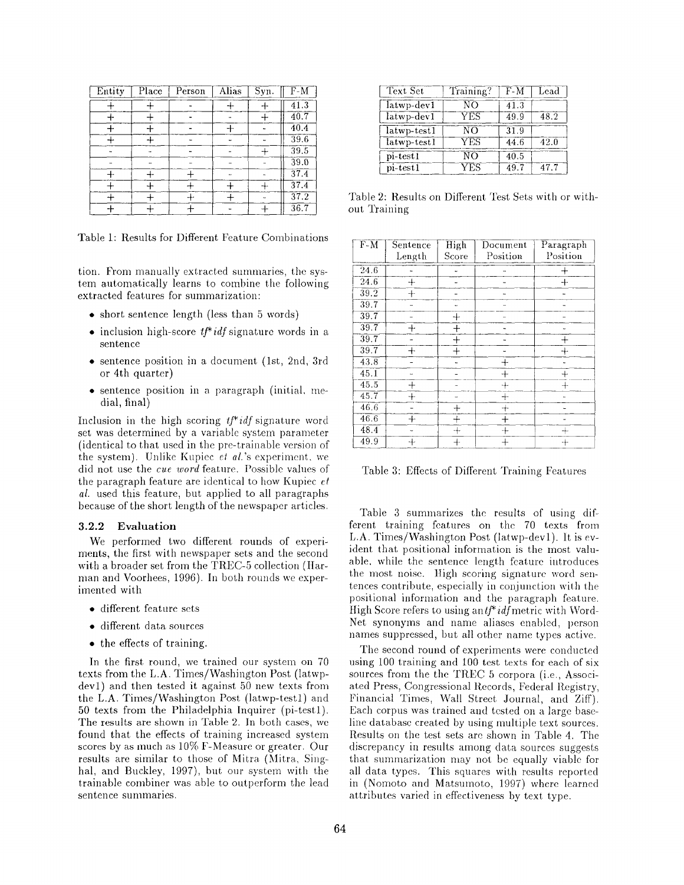| Entity | Place | Person | Alias | Syn. | F-M |
|---|---|---|---|---|---|
| + | + | - | + | + | 41.3 |
| + | + | - | - | + | 40.7 |
| + | + | - | + | - | 40.4 |
| + | + | - | - | - | 39.6 |
| - | - | - | - | + | 39.5 |
| - | - | - | - | - | 39.0 |
| + | + | + | - | - | 37.4 |
| + | + | + | + | + | 37.4 |
| + | + | + | + | - | 37.2 |
| + | + | + | - | + | 36.7 |

Table 1: Results for Different Feature Combinations

tion. From manually extracted summaries, the system automatically learns to combine the following extracted features for summarization:

- short sentence length (less than 5 words)
- inclusion high-score *tf\*idf* signature words in a sentence
- sentence position in a document (1st, 2nd, 3rd or 4th quarter)
- sentence position in a paragraph (initial, medial, final)

Inclusion in the high scoring *tf\*idf* signature word set was determined by a variable system parameter (identical to that used in the pre-trainable version of the system). Unlike Kupiec *et al.*'s experiment, we did not use the *cue word* feature. Possible values of the paragraph feature are identical to how Kupiec *et al.* used this feature, but applied to all paragraphs because of the short length of the newspaper articles.

### 3.2.2 Evaluation

We performed two different rounds of experiments, the first with newspaper sets and the second with a broader set from the TREC-5 collection (Harman and Voorhees, 1996). In both rounds we experimented with

- different feature sets
- different data sources
- the effects of training.

In the first round, we trained our system on 70 texts from the L.A. Times/Washington Post (latwp-dev1) and then tested it against 50 new texts from the L.A. Times/Washington Post (latwp-test1) and 50 texts from the Philadelphia Inquirer (pi-test1). The results are shown in Table 2. In both cases, we found that the effects of training increased system scores by as much as 10% F-Measure or greater. Our results are similar to those of Mitra (Mitra, Singhal, and Buckley, 1997), but our system with the trainable combiner was able to outperform the lead sentence summaries.

| Text Set | Training? | F-M | Lead |
|---|---|---|---|
| latwp-dev1 | NO | 41.3 | |
| latwp-dev1 | YES | 49.9 | 48.2 |
| latwp-test1 | NO | 31.9 | |
| latwp-test1 | YES | 44.6 | 42.0 |
| pi-test1 | NO | 40.5 | |
| pi-test1 | YES | 49.7 | 47.7 |

Table 2: Results on Different Test Sets with or without Training

| F-M | Sentence Length | High Score | Document Position | Paragraph Position |
|---|---|---|---|---|
| 24.6 | - | - | - | + |
| 24.6 | + | - | - | + |
| 39.2 | + | - | - | - |
| 39.7 | - | - | - | - |
| 39.7 | - | + | - | - |
| 39.7 | + | + | - | - |
| 39.7 | - | + | - | + |
| 39.7 | + | + | - | + |
| 43.8 | - | - | + | - |
| 45.1 | - | - | + | + |
| 45.5 | + | - | + | + |
| 45.7 | + | - | + | - |
| 46.6 | - | + | + | - |
| 46.6 | + | + | + | - |
| 48.4 | - | + | + | + |
| 49.9 | + | + | + | + |

Table 3: Effects of Different Training Features

Table 3 summarizes the results of using different training features on the 70 texts from L.A. Times/Washington Post (latwp-dev1). It is evident that positional information is the most valuable, while the sentence length feature introduces the most noise. High scoring signature word sentences contribute, especially in conjunction with the positional information and the paragraph feature. High Score refers to using an *tf\*idf* metric with WordNet synonyms and name aliases enabled, person names suppressed, but all other name types active.

The second round of experiments were conducted using 100 training and 100 test texts for each of six sources from the the TREC 5 corpora (i.e., Associated Press, Congressional Records, Federal Registry, Financial Times, Wall Street Journal, and Ziff). Each corpus was trained and tested on a large baseline database created by using multiple text sources. Results on the test sets are shown in Table 4. The discrepancy in results among data sources suggests that summarization may not be equally viable for all data types. This squares with results reported in (Nomoto and Matsumoto, 1997) where learned attributes varied in effectiveness by text type.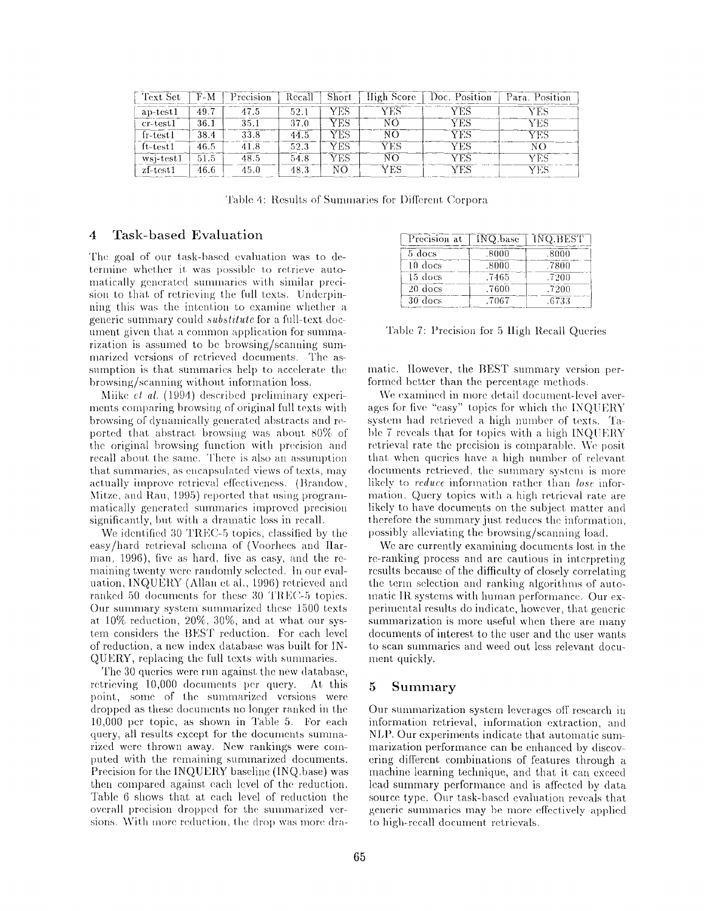| Text Set | F-M | Precision | Recall | Short | High Score | Doc. Position | Para. Position |
|---|---|---|---|---|---|---|---|
| ap-test1 | 49.7 | 47.5 | 52.1 | YES | YES | YES | YES |
| cr-test1 | 36.1 | 35.1 | 37.0 | YES | NO | YES | YES |
| fr-test1 | 38.4 | 33.8 | 44.5 | YES | NO | YES | YES |
| ft-test1 | 46.5 | 41.8 | 52.3 | YES | YES | YES | NO |
| wsj-test1 | 51.5 | 48.5 | 54.8 | YES | NO | YES | YES |
| zf-test1 | 46.6 | 45.0 | 48.3 | NO | YES | YES | YES |

Table 4: Results of Summaries for Different Corpora

## 4 Task-based Evaluation

The goal of our task-based evaluation was to determine whether it was possible to retrieve automatically generated summaries with similar precision to that of retrieving the full texts. Underpinning this was the intention to examine whether a generic summary could *substitute* for a full-text document given that a common application for summarization is assumed to be browsing/scanning summarized versions of retrieved documents. The assumption is that summaries help to accelerate the browsing/scanning without information loss.

Miike *et al.* (1994) described preliminary experiments comparing browsing of original full texts with browsing of dynamically generated abstracts and reported that abstract browsing was about 80% of the original browsing function with precision and recall about the same. There is also an assumption that summaries, as encapsulated views of texts, may actually improve retrieval effectiveness. (Brandow, Mitze, and Rau, 1995) reported that using programmatically generated summaries improved precision significantly, but with a dramatic loss in recall.

We identified 30 TREC-5 topics, classified by the easy/hard retrieval schema of (Voorhees and Harman, 1996), five as hard, five as easy, and the remaining twenty were randomly selected. In our evaluation, INQUERY (Allan et al., 1996) retrieved and ranked 50 documents for these 30 TREC-5 topics. Our summary system summarized these 1500 texts at 10% reduction, 20%, 30%, and at what our system considers the BEST reduction. For each level of reduction, a new index database was built for INQUERY, replacing the full texts with summaries.

The 30 queries were run against the new database, retrieving 10,000 documents per query. At this point, some of the summarized versions were dropped as these documents no longer ranked in the 10,000 per topic, as shown in Table 5. For each query, all results except for the documents summarized were thrown away. New rankings were computed with the remaining summarized documents. Precision for the INQUERY baseline (INQ.base) was then compared against each level of the reduction. Table 6 shows that at each level of reduction the overall precision dropped for the summarized versions. With more reduction, the drop was more dramatic. However, the BEST summary version performed better than the percentage methods.

| Precision at | INQ.base | INQ.BEST |
|---|---|---|
| 5 docs | .8000 | .8000 |
| 10 docs | .8000 | .7800 |
| 15 docs | .7465 | .7200 |
| 20 docs | .7600 | .7200 |
| 30 docs | .7067 | .6733 |

Table 7: Precision for 5 High Recall Queries

We examined in more detail document-level averages for five "easy" topics for which the INQUERY system had retrieved a high number of texts. Table 7 reveals that for topics with a high INQUERY retrieval rate the precision is comparable. We posit that when queries have a high number of relevant documents retrieved, the summary system is more likely to *reduce* information rather than *lose* information. Query topics with a high retrieval rate are likely to have documents on the subject matter and therefore the summary just reduces the information, possibly alleviating the browsing/scanning load.

We are currently examining documents lost in the re-ranking process and are cautious in interpreting results because of the difficulty of closely correlating the term selection and ranking algorithms of automatic IR systems with human performance. Our experimental results do indicate, however, that generic summarization is more useful when there are many documents of interest to the user and the user wants to scan summaries and weed out less relevant document quickly.

## 5 Summary

Our summarization system leverages off research in information retrieval, information extraction, and NLP. Our experiments indicate that automatic summarization performance can be enhanced by discovering different combinations of features through a machine learning technique, and that it can exceed lead summary performance and is affected by data source type. Our task-based evaluation reveals that generic summaries may be more effectively applied to high-recall document retrievals.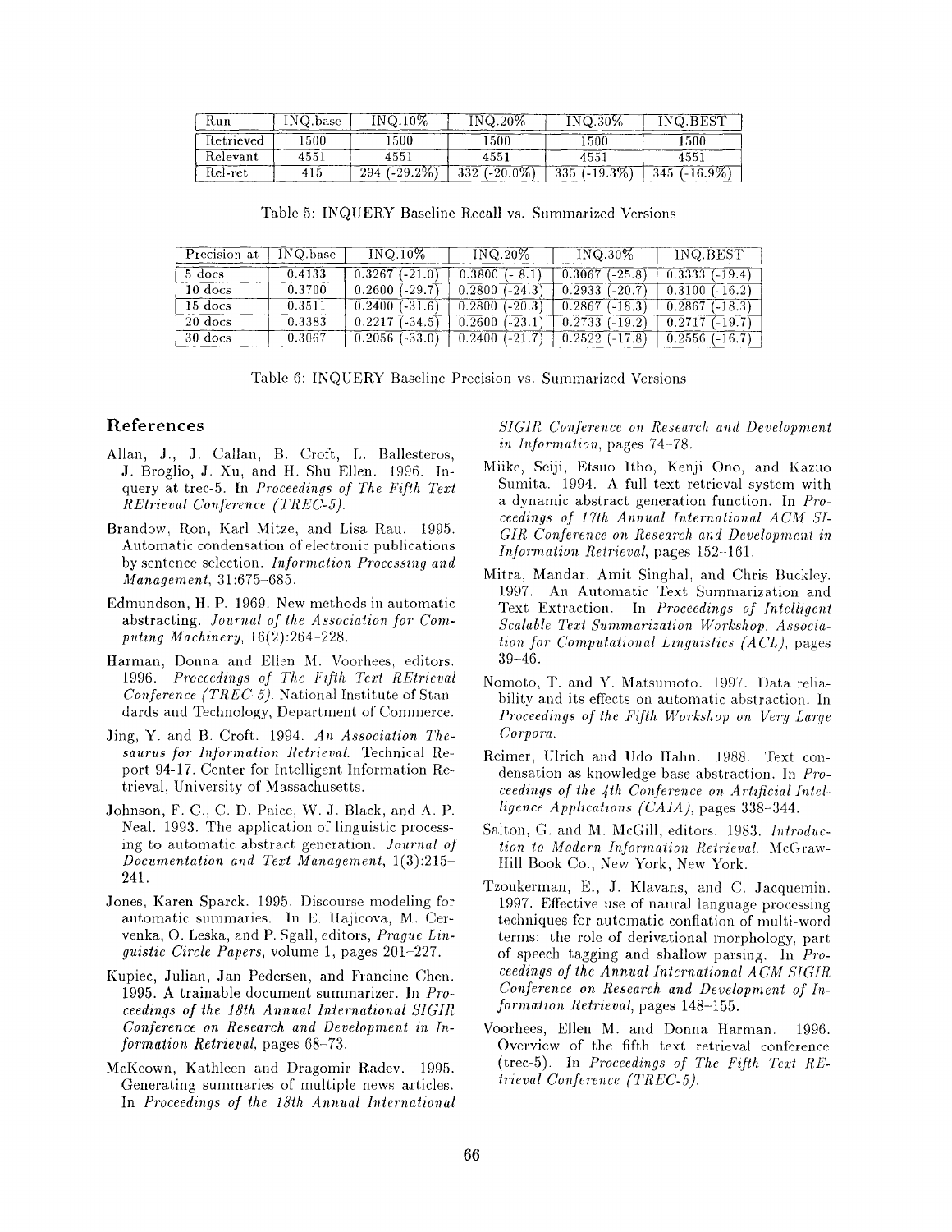| Run | INQ.base | INQ.10% | INQ.20% | INQ.30% | INQ.BEST |
|---|---|---|---|---|---|
| Retrieved | 1500 | 1500 | 1500 | 1500 | 1500 |
| Relevant | 4551 | 4551 | 4551 | 4551 | 4551 |
| Rel-ret | 415 | 294 (-29.2%) | 332 (-20.0%) | 335 (-19.3%) | 345 (-16.9%) |

Table 5: INQUERY Baseline Recall vs. Summarized Versions

| Precision at | INQ.base | INQ.10% | INQ.20% | INQ.30% | INQ.BEST |
|---|---|---|---|---|---|
| 5 docs | 0.4133 | 0.3267 (-21.0) | 0.3800 (- 8.1) | 0.3067 (-25.8) | 0.3333 (-19.4) |
| 10 docs | 0.3700 | 0.2600 (-29.7) | 0.2800 (-24.3) | 0.2933 (-20.7) | 0.3100 (-16.2) |
| 15 docs | 0.3511 | 0.2400 (-31.6) | 0.2800 (-20.3) | 0.2867 (-18.3) | 0.2867 (-18.3) |
| 20 docs | 0.3383 | 0.2217 (-34.5) | 0.2600 (-23.1) | 0.2733 (-19.2) | 0.2717 (-19.7) |
| 30 docs | 0.3067 | 0.2056 (-33.0) | 0.2400 (-21.7) | 0.2522 (-17.8) | 0.2556 (-16.7) |

Table 6: INQUERY Baseline Precision vs. Summarized Versions

## References

Allan, J., J. Callan, B. Croft, L. Ballesteros, J. Broglio, J. Xu, and H. Shu Ellen. 1996. Inquery at trec-5. In *Proceedings of The Fifth Text REtrieval Conference (TREC-5)*.

Brandow, Ron, Karl Mitze, and Lisa Rau. 1995. Automatic condensation of electronic publications by sentence selection. *Information Processing and Management*, 31:675–685.

Edmundson, H. P. 1969. New methods in automatic abstracting. *Journal of the Association for Computing Machinery*, 16(2):264–228.

Harman, Donna and Ellen M. Voorhees, editors. 1996. *Proceedings of The Fifth Text REtrieval Conference (TREC-5)*. National Institute of Standards and Technology, Department of Commerce.

Jing, Y. and B. Croft. 1994. *An Association Thesaurus for Information Retrieval*. Technical Report 94-17. Center for Intelligent Information Retrieval, University of Massachusetts.

Johnson, F. C., C. D. Paice, W. J. Black, and A. P. Neal. 1993. The application of linguistic processing to automatic abstract generation. *Journal of Documentation and Text Management*, 1(3):215–241.

Jones, Karen Sparck. 1995. Discourse modeling for automatic summaries. In E. Hajicova, M. Cervenka, O. Leska, and P. Sgall, editors, *Prague Linguistic Circle Papers*, volume 1, pages 201–227.

Kupiec, Julian, Jan Pedersen, and Francine Chen. 1995. A trainable document summarizer. In *Proceedings of the 18th Annual International SIGIR Conference on Research and Development in Information Retrieval*, pages 68–73.

McKeown, Kathleen and Dragomir Radev. 1995. Generating summaries of multiple news articles. In *Proceedings of the 18th Annual International SIGIR Conference on Research and Development in Information*, pages 74–78.

Miike, Seiji, Etsuo Itho, Kenji Ono, and Kazuo Sumita. 1994. A full text retrieval system with a dynamic abstract generation function. In *Proceedings of 17th Annual International ACM SIGIR Conference on Research and Development in Information Retrieval*, pages 152–161.

Mitra, Mandar, Amit Singhal, and Chris Buckley. 1997. An Automatic Text Summarization and Text Extraction. In *Proceedings of Intelligent Scalable Text Summarization Workshop, Association for Computational Linguistics (ACL)*, pages 39–46.

Nomoto, T. and Y. Matsumoto. 1997. Data reliability and its effects on automatic abstraction. In *Proceedings of the Fifth Workshop on Very Large Corpora*.

Reimer, Ulrich and Udo Hahn. 1988. Text condensation as knowledge base abstraction. In *Proceedings of the 4th Conference on Artificial Intelligence Applications (CAIA)*, pages 338–344.

Salton, G. and M. McGill, editors. 1983. *Introduction to Modern Information Retrieval*. McGraw-Hill Book Co., New York, New York.

Tzoukerman, E., J. Klavans, and C. Jacquemin. 1997. Effective use of naural language processing techniques for automatic conflation of multi-word terms: the role of derivational morphology, part of speech tagging and shallow parsing. In *Proceedings of the Annual International ACM SIGIR Conference on Research and Development of Information Retrieval*, pages 148–155.

Voorhees, Ellen M. and Donna Harman. 1996. Overview of the fifth text retrieval conference (trec-5). In *Proceedings of The Fifth Text REtrieval Conference (TREC-5)*.